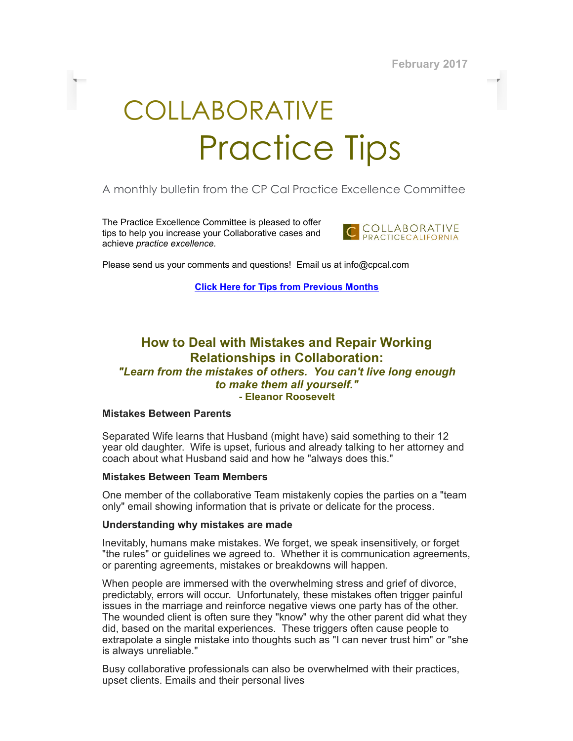February 2017

# COLLABORATIVE Practice Tips

A monthly bulletin from the CP Cal Practice Excellence Committee

The Practice Excellence Committee is pleased to offer tips to help you increase your Collaborative cases and achieve *practice excellence.*

COLLABORATIVE PRACTICECALIFORNIA

Please send us your comments and questions! Email us at info@cpcal.com

**Click Here for Tips from Previous Months**

## How to Deal with Mistakes and Repair Working Relationships in Collaboration:

***"Learn from the mistakes of others. You can't live long enough to make them all yourself."***
**- Eleanor Roosevelt**

**Mistakes Between Parents**

Separated Wife learns that Husband (might have) said something to their 12 year old daughter. Wife is upset, furious and already talking to her attorney and coach about what Husband said and how he "always does this."

**Mistakes Between Team Members**

One member of the collaborative Team mistakenly copies the parties on a "team only" email showing information that is private or delicate for the process.

**Understanding why mistakes are made**

Inevitably, humans make mistakes. We forget, we speak insensitively, or forget "the rules" or guidelines we agreed to. Whether it is communication agreements, or parenting agreements, mistakes or breakdowns will happen.

When people are immersed with the overwhelming stress and grief of divorce, predictably, errors will occur. Unfortunately, these mistakes often trigger painful issues in the marriage and reinforce negative views one party has of the other. The wounded client is often sure they "know" why the other parent did what they did, based on the marital experiences. These triggers often cause people to extrapolate a single mistake into thoughts such as "I can never trust him" or "she is always unreliable."

Busy collaborative professionals can also be overwhelmed with their practices, upset clients. Emails and their personal lives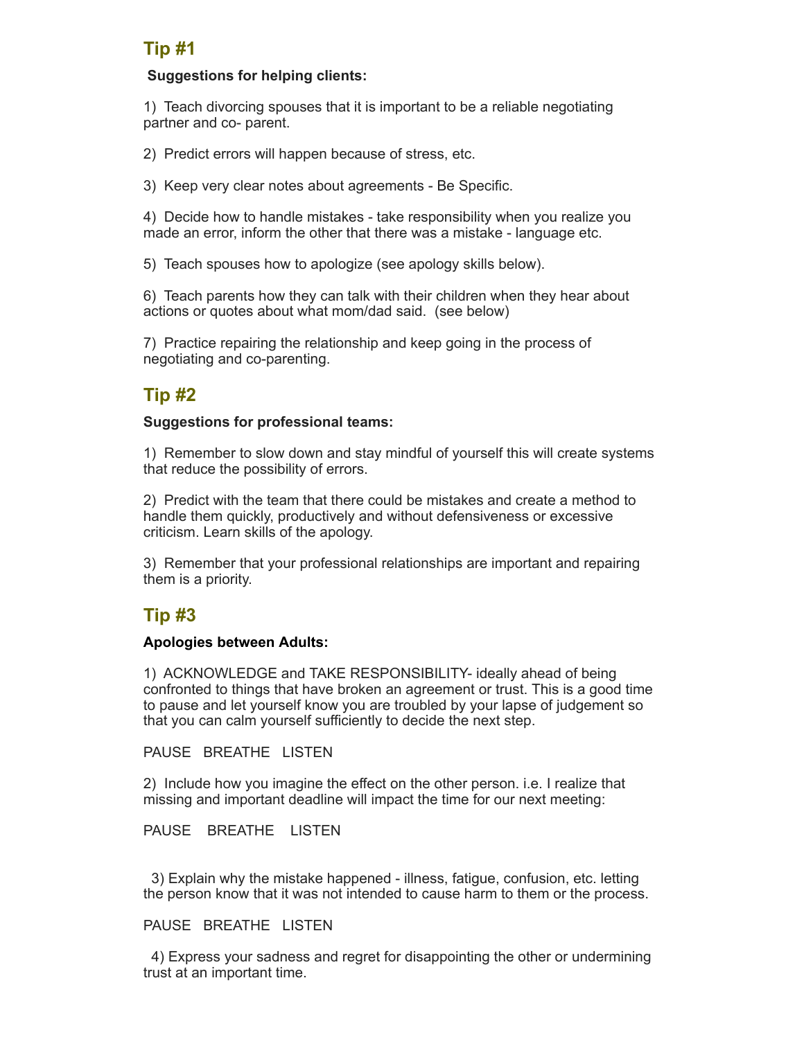## Tip #1

**Suggestions for helping clients:**

1) Teach divorcing spouses that it is important to be a reliable negotiating partner and co- parent.

2) Predict errors will happen because of stress, etc.

3) Keep very clear notes about agreements - Be Specific.

4) Decide how to handle mistakes - take responsibility when you realize you made an error, inform the other that there was a mistake - language etc.

5) Teach spouses how to apologize (see apology skills below).

6) Teach parents how they can talk with their children when they hear about actions or quotes about what mom/dad said. (see below)

7) Practice repairing the relationship and keep going in the process of negotiating and co-parenting.

## Tip #2

**Suggestions for professional teams:**

1) Remember to slow down and stay mindful of yourself this will create systems that reduce the possibility of errors.

2) Predict with the team that there could be mistakes and create a method to handle them quickly, productively and without defensiveness or excessive criticism. Learn skills of the apology.

3) Remember that your professional relationships are important and repairing them is a priority.

## Tip #3

**Apologies between Adults:**

1) ACKNOWLEDGE and TAKE RESPONSIBILITY- ideally ahead of being confronted to things that have broken an agreement or trust. This is a good time to pause and let yourself know you are troubled by your lapse of judgement so that you can calm yourself sufficiently to decide the next step.

PAUSE BREATHE LISTEN

2) Include how you imagine the effect on the other person. i.e. I realize that missing and important deadline will impact the time for our next meeting:

PAUSE BREATHE LISTEN

3) Explain why the mistake happened - illness, fatigue, confusion, etc. letting the person know that it was not intended to cause harm to them or the process.

PAUSE BREATHE LISTEN

4) Express your sadness and regret for disappointing the other or undermining trust at an important time.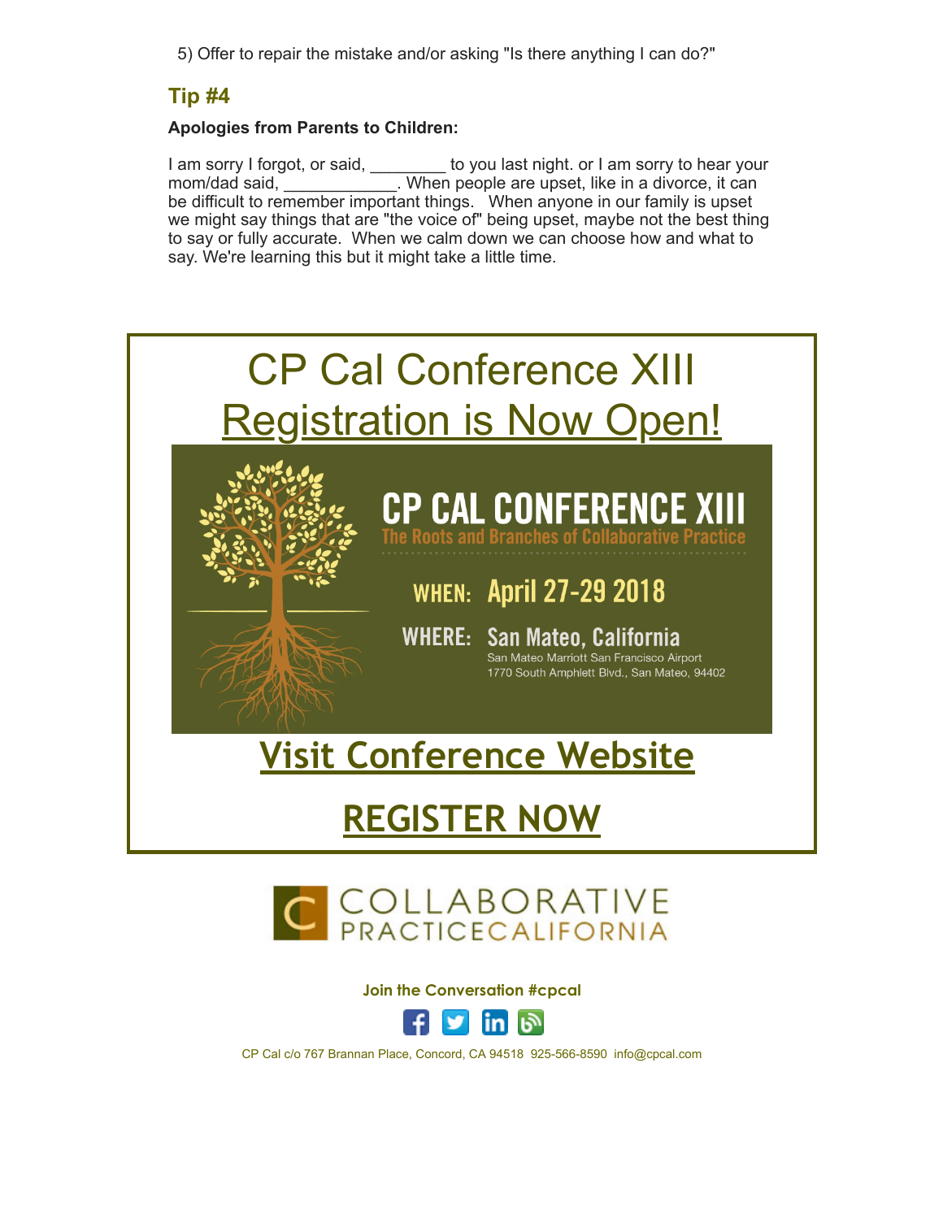5) Offer to repair the mistake and/or asking "Is there anything I can do?"

## Tip #4

**Apologies from Parents to Children:**

I am sorry I forgot, or said, ________ to you last night. or I am sorry to hear your mom/dad said, ____________. When people are upset, like in a divorce, it can be difficult to remember important things. When anyone in our family is upset we might say things that are "the voice of" being upset, maybe not the best thing to say or fully accurate. When we calm down we can choose how and what to say. We're learning this but it might take a little time.

# CP Cal Conference XIII

# Registration is Now Open!

CP CAL CONFERENCE XIII

The Roots and Branches of Collaborative Practice

WHEN: April 27-29 2018

WHERE: San Mateo, California

San Mateo Marriott San Francisco Airport

1770 South Amphlett Blvd., San Mateo, 94402

## Visit Conference Website

## REGISTER NOW

COLLABORATIVE PRACTICECALIFORNIA

**Join the Conversation #cpcal**

CP Cal c/o 767 Brannan Place, Concord, CA 94518 925-566-8590 info@cpcal.com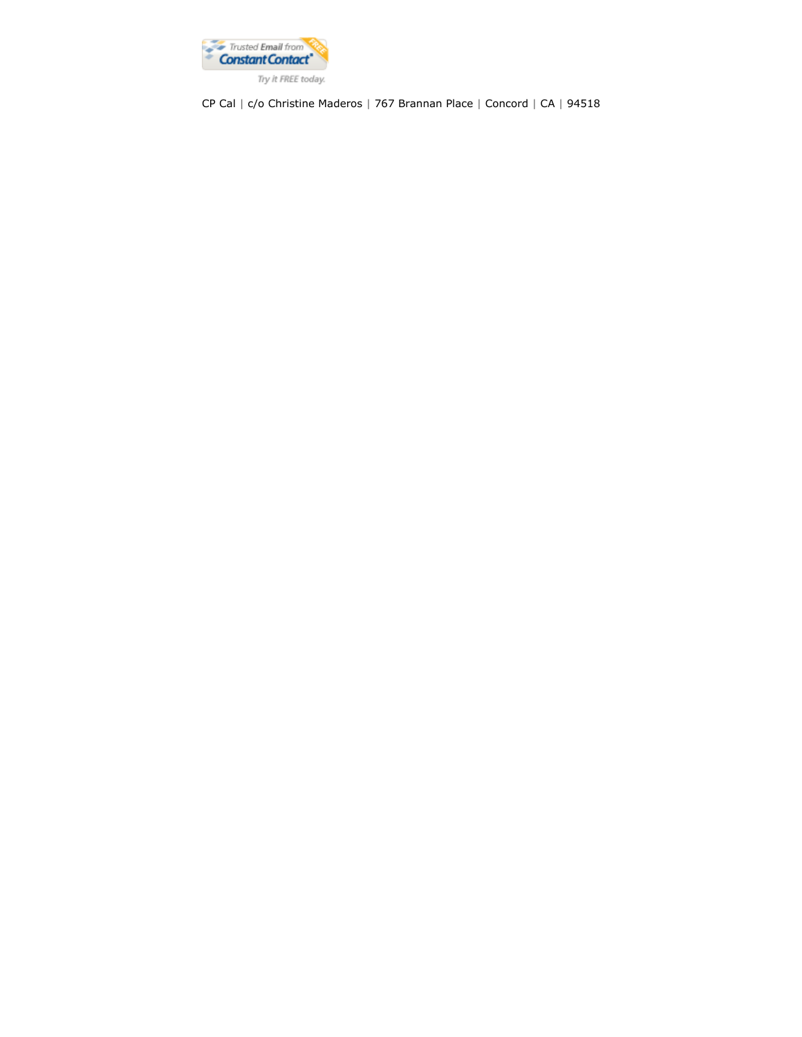Trusted Email from Constant Contact

Try it FREE today.

CP Cal | c/o Christine Maderos | 767 Brannan Place | Concord | CA | 94518